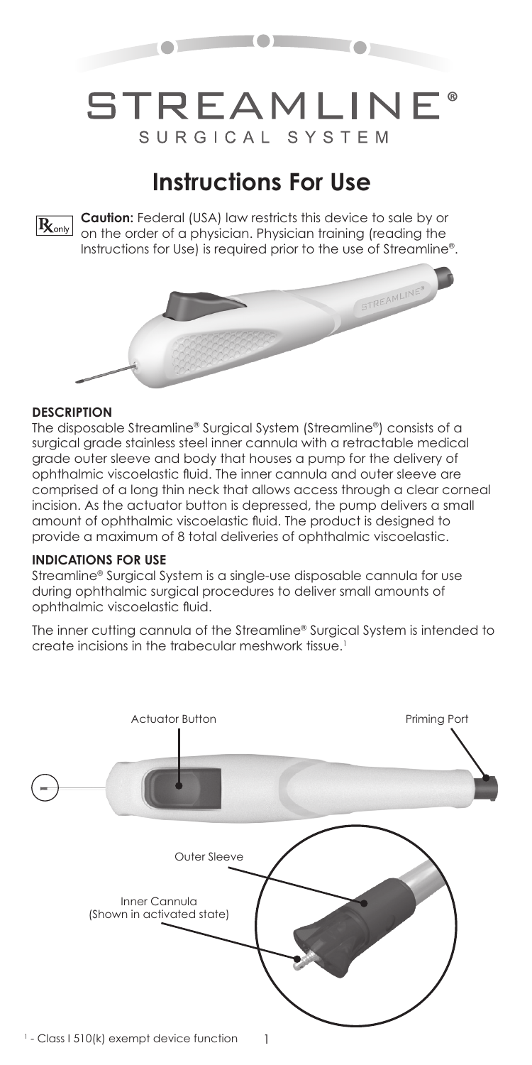# STREAMLINE®

SURGICAL SYSTEM

## Instructions For Use

**Caution:** Federal (USA) law restricts this device to sale by or on the order of a physician. Physician training (reading the Instructions for Use) is required prior to the use of Streamline®.

### DESCRIPTION

The disposable Streamline® Surgical System (Streamline®) consists of a surgical grade stainless steel inner cannula with a retractable medical grade outer sleeve and body that houses a pump for the delivery of ophthalmic viscoelastic fluid. The inner cannula and outer sleeve are comprised of a long thin neck that allows access through a clear corneal incision. As the actuator button is depressed, the pump delivers a small amount of ophthalmic viscoelastic fluid. The product is designed to provide a maximum of 8 total deliveries of ophthalmic viscoelastic.

### INDICATIONS FOR USE

Streamline® Surgical System is a single-use disposable cannula for use during ophthalmic surgical procedures to deliver small amounts of ophthalmic viscoelastic fluid.

The inner cutting cannula of the Streamline® Surgical System is intended to create incisions in the trabecular meshwork tissue.[1]

Actuator Button

Priming Port

Outer Sleeve

Inner Cannula (Shown in activated state)

[1] - Class I 510(k) exempt device function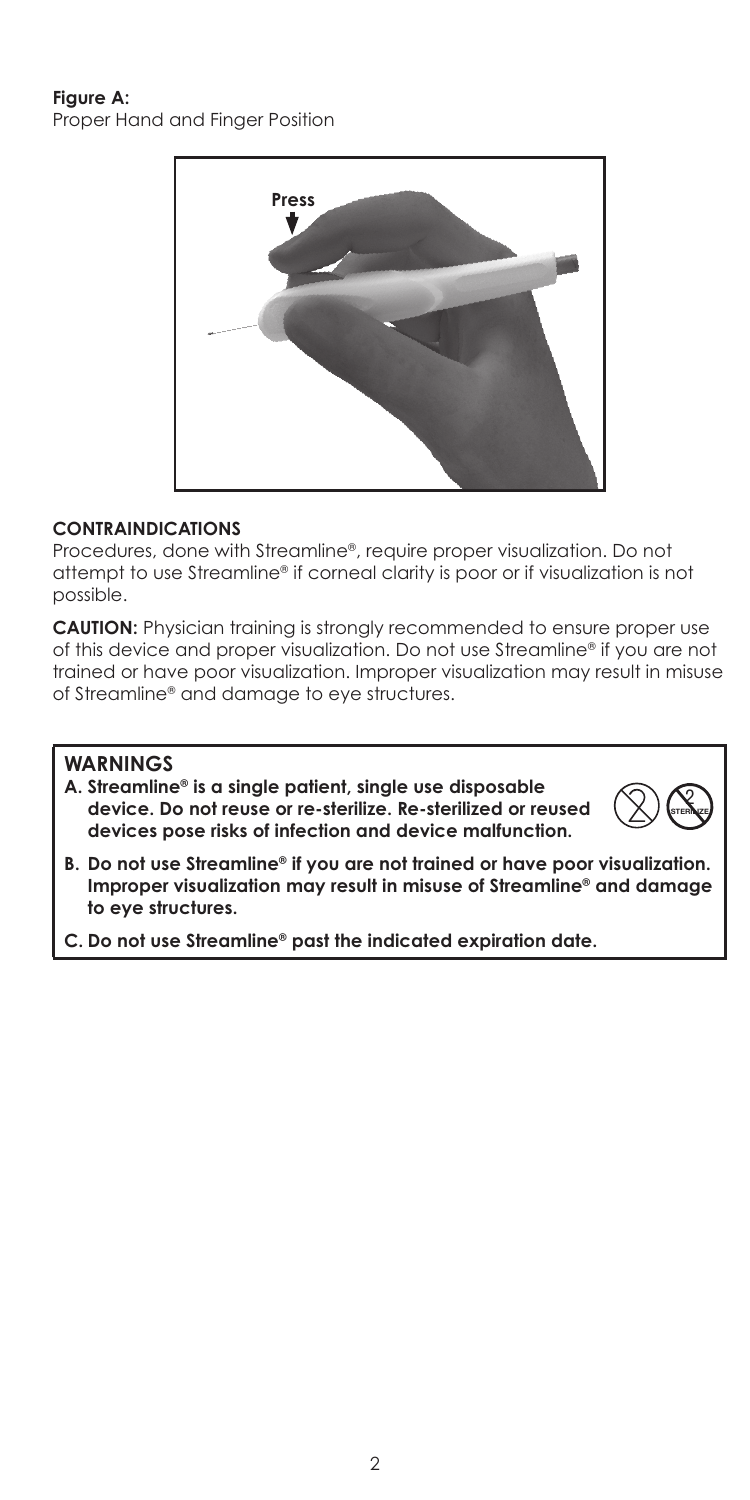**Figure A:**
Proper Hand and Finger Position

## CONTRAINDICATIONS

Procedures, done with Streamline®, require proper visualization. Do not attempt to use Streamline® if corneal clarity is poor or if visualization is not possible.

**CAUTION:** Physician training is strongly recommended to ensure proper use of this device and proper visualization. Do not use Streamline® if you are not trained or have poor visualization. Improper visualization may result in misuse of Streamline® and damage to eye structures.

## WARNINGS

**A. Streamline® is a single patient, single use disposable device. Do not reuse or re-sterilize. Re-sterilized or reused devices pose risks of infection and device malfunction.**

**B. Do not use Streamline® if you are not trained or have poor visualization. Improper visualization may result in misuse of Streamline® and damage to eye structures.**

**C. Do not use Streamline® past the indicated expiration date.**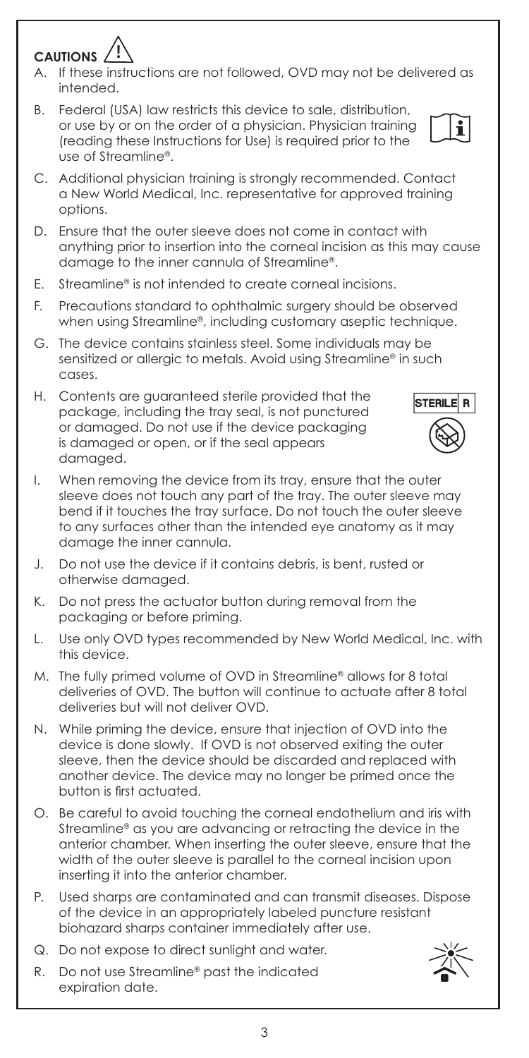## CAUTIONS

A. If these instructions are not followed, OVD may not be delivered as intended.

B. Federal (USA) law restricts this device to sale, distribution, or use by or on the order of a physician. Physician training (reading these Instructions for Use) is required prior to the use of Streamline®.

C. Additional physician training is strongly recommended. Contact a New World Medical, Inc. representative for approved training options.

D. Ensure that the outer sleeve does not come in contact with anything prior to insertion into the corneal incision as this may cause damage to the inner cannula of Streamline®.

E. Streamline® is not intended to create corneal incisions.

F. Precautions standard to ophthalmic surgery should be observed when using Streamline®, including customary aseptic technique.

G. The device contains stainless steel. Some individuals may be sensitized or allergic to metals. Avoid using Streamline® in such cases.

H. Contents are guaranteed sterile provided that the package, including the tray seal, is not punctured or damaged. Do not use if the device packaging is damaged or open, or if the seal appears damaged.

STERILE R

I. When removing the device from its tray, ensure that the outer sleeve does not touch any part of the tray. The outer sleeve may bend if it touches the tray surface. Do not touch the outer sleeve to any surfaces other than the intended eye anatomy as it may damage the inner cannula.

J. Do not use the device if it contains debris, is bent, rusted or otherwise damaged.

K. Do not press the actuator button during removal from the packaging or before priming.

L. Use only OVD types recommended by New World Medical, Inc. with this device.

M. The fully primed volume of OVD in Streamline® allows for 8 total deliveries of OVD. The button will continue to actuate after 8 total deliveries but will not deliver OVD.

N. While priming the device, ensure that injection of OVD into the device is done slowly. If OVD is not observed exiting the outer sleeve, then the device should be discarded and replaced with another device. The device may no longer be primed once the button is first actuated.

O. Be careful to avoid touching the corneal endothelium and iris with Streamline® as you are advancing or retracting the device in the anterior chamber. When inserting the outer sleeve, ensure that the width of the outer sleeve is parallel to the corneal incision upon inserting it into the anterior chamber.

P. Used sharps are contaminated and can transmit diseases. Dispose of the device in an appropriately labeled puncture resistant biohazard sharps container immediately after use.

Q. Do not expose to direct sunlight and water.

R. Do not use Streamline® past the indicated expiration date.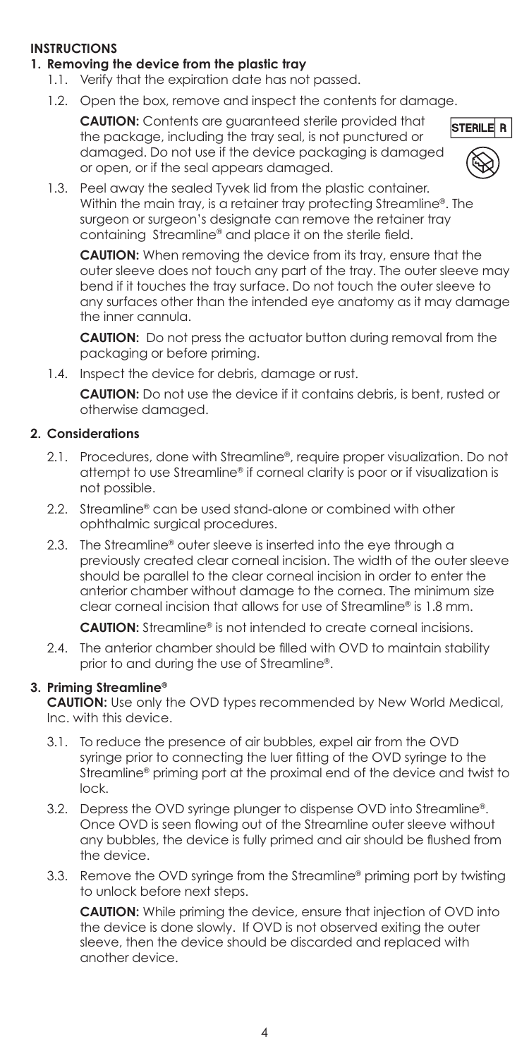## INSTRUCTIONS

### 1. Removing the device from the plastic tray

1.1. Verify that the expiration date has not passed.

1.2. Open the box, remove and inspect the contents for damage.

**CAUTION:** Contents are guaranteed sterile provided that the package, including the tray seal, is not punctured or damaged. Do not use if the device packaging is damaged or open, or if the seal appears damaged.

STERILE R

1.3. Peel away the sealed Tyvek lid from the plastic container. Within the main tray, is a retainer tray protecting Streamline®. The surgeon or surgeon's designate can remove the retainer tray containing Streamline® and place it on the sterile field.

**CAUTION:** When removing the device from its tray, ensure that the outer sleeve does not touch any part of the tray. The outer sleeve may bend if it touches the tray surface. Do not touch the outer sleeve to any surfaces other than the intended eye anatomy as it may damage the inner cannula.

**CAUTION:** Do not press the actuator button during removal from the packaging or before priming.

1.4. Inspect the device for debris, damage or rust.

**CAUTION:** Do not use the device if it contains debris, is bent, rusted or otherwise damaged.

### 2. Considerations

2.1. Procedures, done with Streamline®, require proper visualization. Do not attempt to use Streamline® if corneal clarity is poor or if visualization is not possible.

2.2. Streamline® can be used stand-alone or combined with other ophthalmic surgical procedures.

2.3. The Streamline® outer sleeve is inserted into the eye through a previously created clear corneal incision. The width of the outer sleeve should be parallel to the clear corneal incision in order to enter the anterior chamber without damage to the cornea. The minimum size clear corneal incision that allows for use of Streamline® is 1.8 mm.

**CAUTION:** Streamline® is not intended to create corneal incisions.

2.4. The anterior chamber should be filled with OVD to maintain stability prior to and during the use of Streamline®.

### 3. Priming Streamline®

**CAUTION:** Use only the OVD types recommended by New World Medical, Inc. with this device.

3.1. To reduce the presence of air bubbles, expel air from the OVD syringe prior to connecting the luer fitting of the OVD syringe to the Streamline® priming port at the proximal end of the device and twist to lock.

3.2. Depress the OVD syringe plunger to dispense OVD into Streamline®. Once OVD is seen flowing out of the Streamline outer sleeve without any bubbles, the device is fully primed and air should be flushed from the device.

3.3. Remove the OVD syringe from the Streamline® priming port by twisting to unlock before next steps.

**CAUTION:** While priming the device, ensure that injection of OVD into the device is done slowly. If OVD is not observed exiting the outer sleeve, then the device should be discarded and replaced with another device.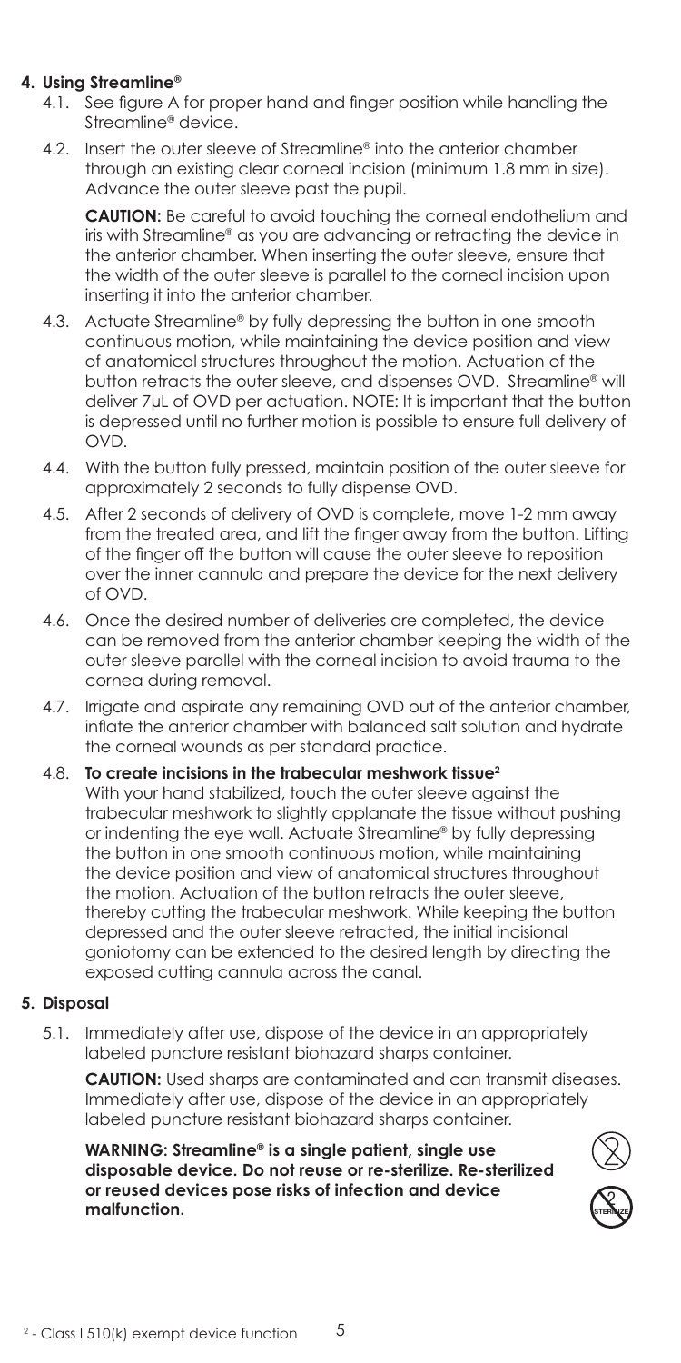## 4. Using Streamline®

4.1. See figure A for proper hand and finger position while handling the Streamline® device.

4.2. Insert the outer sleeve of Streamline® into the anterior chamber through an existing clear corneal incision (minimum 1.8 mm in size). Advance the outer sleeve past the pupil.

**CAUTION:** Be careful to avoid touching the corneal endothelium and iris with Streamline® as you are advancing or retracting the device in the anterior chamber. When inserting the outer sleeve, ensure that the width of the outer sleeve is parallel to the corneal incision upon inserting it into the anterior chamber.

4.3. Actuate Streamline® by fully depressing the button in one smooth continuous motion, while maintaining the device position and view of anatomical structures throughout the motion. Actuation of the button retracts the outer sleeve, and dispenses OVD. Streamline® will deliver 7µL of OVD per actuation. NOTE: It is important that the button is depressed until no further motion is possible to ensure full delivery of OVD.

4.4. With the button fully pressed, maintain position of the outer sleeve for approximately 2 seconds to fully dispense OVD.

4.5. After 2 seconds of delivery of OVD is complete, move 1-2 mm away from the treated area, and lift the finger away from the button. Lifting of the finger off the button will cause the outer sleeve to reposition over the inner cannula and prepare the device for the next delivery of OVD.

4.6. Once the desired number of deliveries are completed, the device can be removed from the anterior chamber keeping the width of the outer sleeve parallel with the corneal incision to avoid trauma to the cornea during removal.

4.7. Irrigate and aspirate any remaining OVD out of the anterior chamber, inflate the anterior chamber with balanced salt solution and hydrate the corneal wounds as per standard practice.

4.8. **To create incisions in the trabecular meshwork tissue[2]**
With your hand stabilized, touch the outer sleeve against the trabecular meshwork to slightly applanate the tissue without pushing or indenting the eye wall. Actuate Streamline® by fully depressing the button in one smooth continuous motion, while maintaining the device position and view of anatomical structures throughout the motion. Actuation of the button retracts the outer sleeve, thereby cutting the trabecular meshwork. While keeping the button depressed and the outer sleeve retracted, the initial incisional goniotomy can be extended to the desired length by directing the exposed cutting cannula across the canal.

## 5. Disposal

5.1. Immediately after use, dispose of the device in an appropriately labeled puncture resistant biohazard sharps container.

**CAUTION:** Used sharps are contaminated and can transmit diseases. Immediately after use, dispose of the device in an appropriately labeled puncture resistant biohazard sharps container.

**WARNING: Streamline® is a single patient, single use disposable device. Do not reuse or re-sterilize. Re-sterilized or reused devices pose risks of infection and device malfunction.**

[2] - Class I 510(k) exempt device function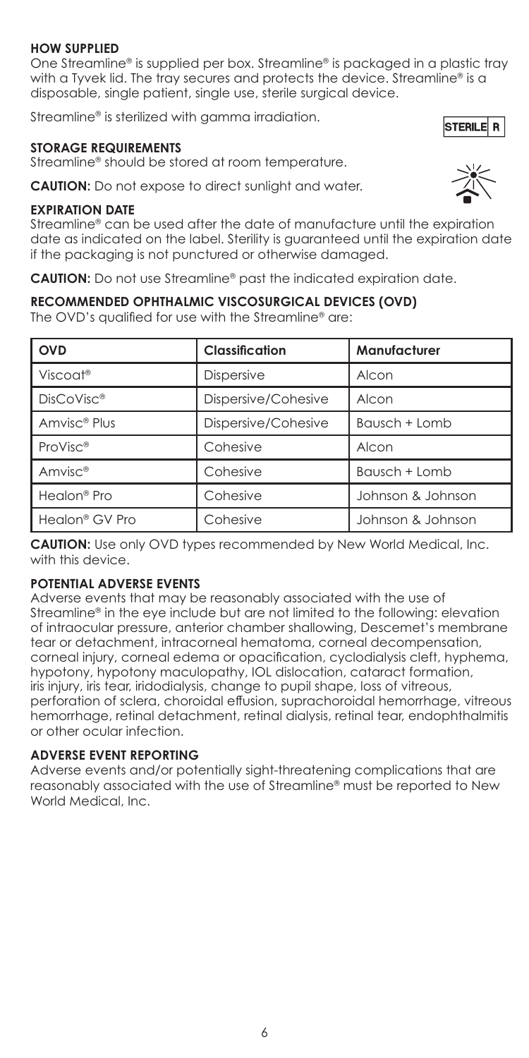**HOW SUPPLIED**

One Streamline® is supplied per box. Streamline® is packaged in a plastic tray with a Tyvek lid. The tray secures and protects the device. Streamline® is a disposable, single patient, single use, sterile surgical device.

Streamline® is sterilized with gamma irradiation.

STERILE R

**STORAGE REQUIREMENTS**

Streamline® should be stored at room temperature.

**CAUTION:** Do not expose to direct sunlight and water.

**EXPIRATION DATE**

Streamline® can be used after the date of manufacture until the expiration date as indicated on the label. Sterility is guaranteed until the expiration date if the packaging is not punctured or otherwise damaged.

**CAUTION:** Do not use Streamline® past the indicated expiration date.

**RECOMMENDED OPHTHALMIC VISCOSURGICAL DEVICES (OVD)**

The OVD's qualified for use with the Streamline® are:

| OVD | Classification | Manufacturer |
|---|---|---|
| Viscoat® | Dispersive | Alcon |
| DisCoVisc® | Dispersive/Cohesive | Alcon |
| Amvisc® Plus | Dispersive/Cohesive | Bausch + Lomb |
| ProVisc® | Cohesive | Alcon |
| Amvisc® | Cohesive | Bausch + Lomb |
| Healon® Pro | Cohesive | Johnson & Johnson |
| Healon® GV Pro | Cohesive | Johnson & Johnson |

**CAUTION:** Use only OVD types recommended by New World Medical, Inc. with this device.

**POTENTIAL ADVERSE EVENTS**

Adverse events that may be reasonably associated with the use of Streamline® in the eye include but are not limited to the following: elevation of intraocular pressure, anterior chamber shallowing, Descemet's membrane tear or detachment, intracorneal hematoma, corneal decompensation, corneal injury, corneal edema or opacification, cyclodialysis cleft, hyphema, hypotony, hypotony maculopathy, IOL dislocation, cataract formation, iris injury, iris tear, iridodialysis, change to pupil shape, loss of vitreous, perforation of sclera, choroidal effusion, suprachoroidal hemorrhage, vitreous hemorrhage, retinal detachment, retinal dialysis, retinal tear, endophthalmitis or other ocular infection.

**ADVERSE EVENT REPORTING**

Adverse events and/or potentially sight-threatening complications that are reasonably associated with the use of Streamline® must be reported to New World Medical, Inc.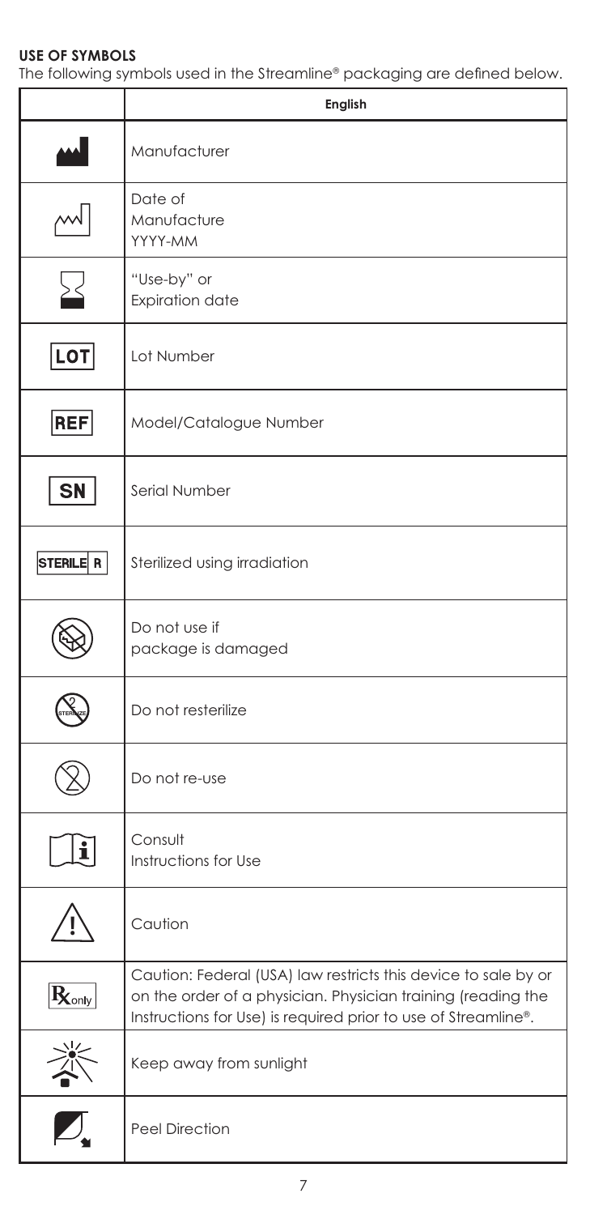**USE OF SYMBOLS**

The following symbols used in the Streamline® packaging are defined below.

| | English |
|---|---|
| | Manufacturer |
| | Date of Manufacture YYYY-MM |
| | "Use-by" or Expiration date |
| LOT | Lot Number |
| REF | Model/Catalogue Number |
| SN | Serial Number |
| STERILE R | Sterilized using irradiation |
| | Do not use if package is damaged |
| STERILIZE | Do not resterilize |
| | Do not re-use |
| i | Consult Instructions for Use |
| ! | Caution |
| Rx only | Caution: Federal (USA) law restricts this device to sale by or on the order of a physician. Physician training (reading the Instructions for Use) is required prior to use of Streamline®. |
| | Keep away from sunlight |
| | Peel Direction |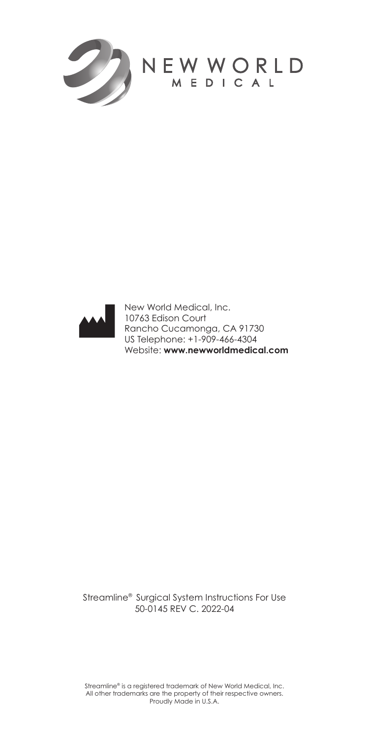NEW WORLD
MEDICAL

New World Medical, Inc.
10763 Edison Court
Rancho Cucamonga, CA 91730
US Telephone: +1-909-466-4304
Website: **www.newworldmedical.com**

Streamline® Surgical System Instructions For Use
50-0145 REV C. 2022-04

Streamline® is a registered trademark of New World Medical, Inc.
All other trademarks are the property of their respective owners.
Proudly Made in U.S.A.